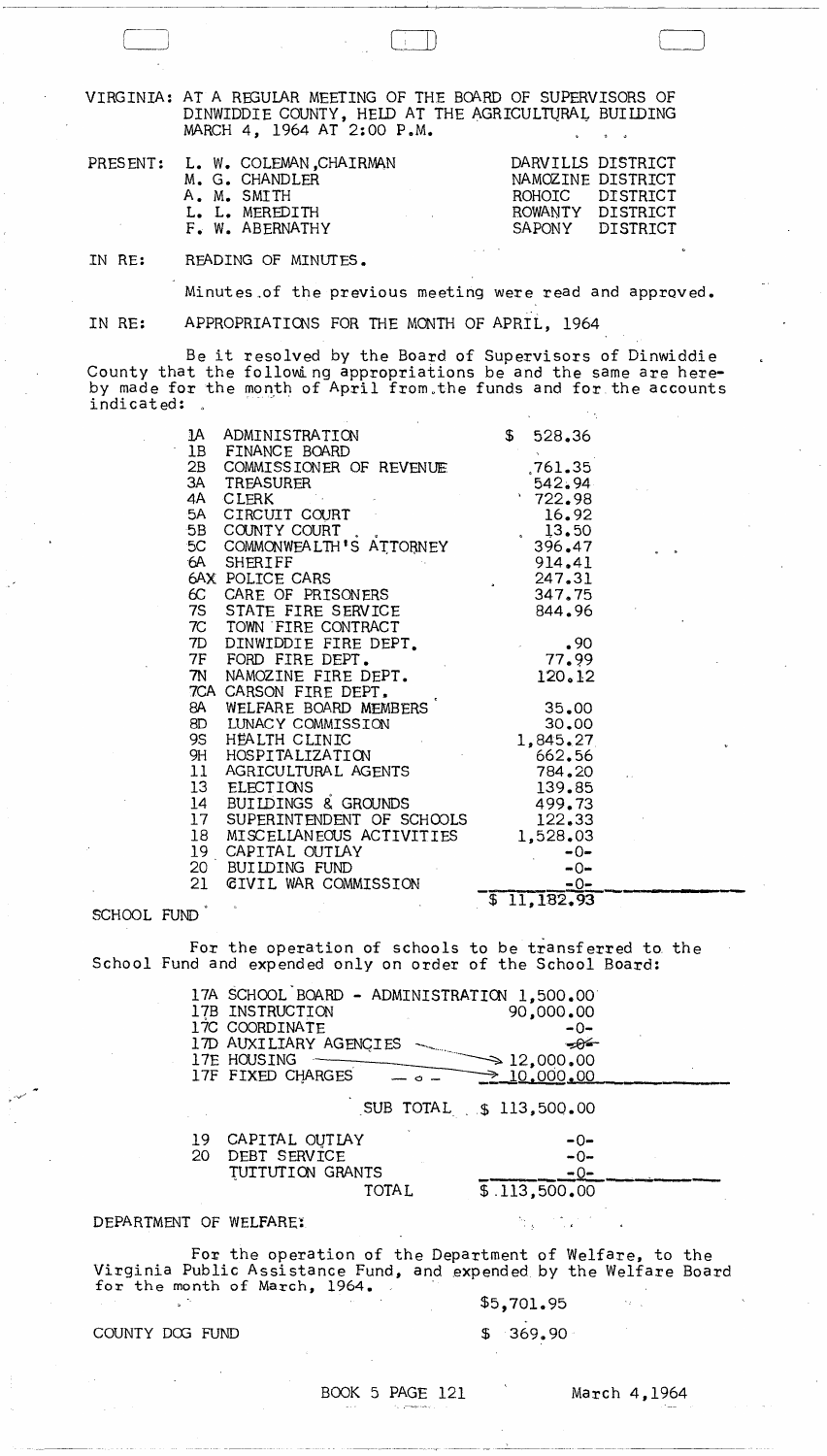VIRGINIA: AT A REGULAR MEETING OF THE BOARD OF SUPERVISORS OF DINWIDDIE COUNTY, HELD AT THE AGRICULTURAL BUILDING MARCH 4, 1964 AT 2:00 P.M.

| PRESENT: | | |
|---|---|---|
| | L. W. COLEMAN, CHAIRMAN | DARVILLS DISTRICT |
| | M. G. CHANDLER | NAMOZINE DISTRICT |
| | A. M. SMITH | ROHOIC DISTRICT |
| | L. L. MEREDITH | ROWANTY DISTRICT |
| | F. W. ABERNATHY | SAPONY DISTRICT |

IN RE: READING OF MINUTES.

Minutes of the previous meeting were read and approved.

IN RE: APPROPRIATIONS FOR THE MONTH OF APRIL, 1964

Be it resolved by the Board of Supervisors of Dinwiddie County that the following appropriations be and the same are hereby made for the month of April from the funds and for the accounts indicated:

| | | |
|---|---|---|
| 1A | ADMINISTRATION | $ 528.36 |
| 1B | FINANCE BOARD | |
| 2B | COMMISSIONER OF REVENUE | 761.35 |
| 3A | TREASURER | 542.94 |
| 4A | CLERK | 722.98 |
| 5A | CIRCUIT COURT | 16.92 |
| 5B | COUNTY COURT | 13.50 |
| 5C | COMMONWEALTH'S ATTORNEY | 396.47 |
| 6A | SHERIFF | 914.41 |
| 6AX | POLICE CARS | 247.31 |
| 6C | CARE OF PRISONERS | 347.75 |
| 7S | STATE FIRE SERVICE | 844.96 |
| 7C | TOWN FIRE CONTRACT | |
| 7D | DINWIDDIE FIRE DEPT. | .90 |
| 7F | FORD FIRE DEPT. | 77.99 |
| 7N | NAMOZINE FIRE DEPT. | 120.12 |
| 7CA | CARSON FIRE DEPT. | |
| 8A | WELFARE BOARD MEMBERS | 35.00 |
| 8D | LUNACY COMMISSION | 30.00 |
| 9S | HEALTH CLINIC | 1,845.27 |
| 9H | HOSPITALIZATION | 662.56 |
| 11 | AGRICULTURAL AGENTS | 784.20 |
| 13 | ELECTIONS | 139.85 |
| 14 | BUILDINGS & GROUNDS | 499.73 |
| 17 | SUPERINTENDENT OF SCHOOLS | 122.33 |
| 18 | MISCELLANEOUS ACTIVITIES | 1,528.03 |
| 19 | CAPITAL OUTLAY | -0- |
| 20 | BUILDING FUND | -0- |
| 21 | CIVIL WAR COMMISSION | -0- |
| | | $ 11,182.93 |

SCHOOL FUND

For the operation of schools to be transferred to the School Fund and expended only on order of the School Board:

| | | |
|---|---|---|
| 17A | SCHOOL BOARD - ADMINISTRATION | 1,500.00 |
| 17B | INSTRUCTION | 90,000.00 |
| 17C | COORDINATE | -0- |
| 17D | AUXILIARY AGENCIES | -0- |
| 17E | HOUSING | 12,000.00 |
| 17F | FIXED CHARGES | 10,000.00 |
| | SUB TOTAL | $ 113,500.00 |
| 19 | CAPITAL OUTLAY | -0- |
| 20 | DEBT SERVICE | -0- |
| | TUITUTION GRANTS | -0- |
| | TOTAL | $ 113,500.00 |

DEPARTMENT OF WELFARE:

For the operation of the Department of Welfare, to the Virginia Public Assistance Fund, and expended by the Welfare Board for the month of March, 1964. $5,701.95

COUNTY DOG FUND $ 369.90

BOOK 5 PAGE 121 March 4, 1964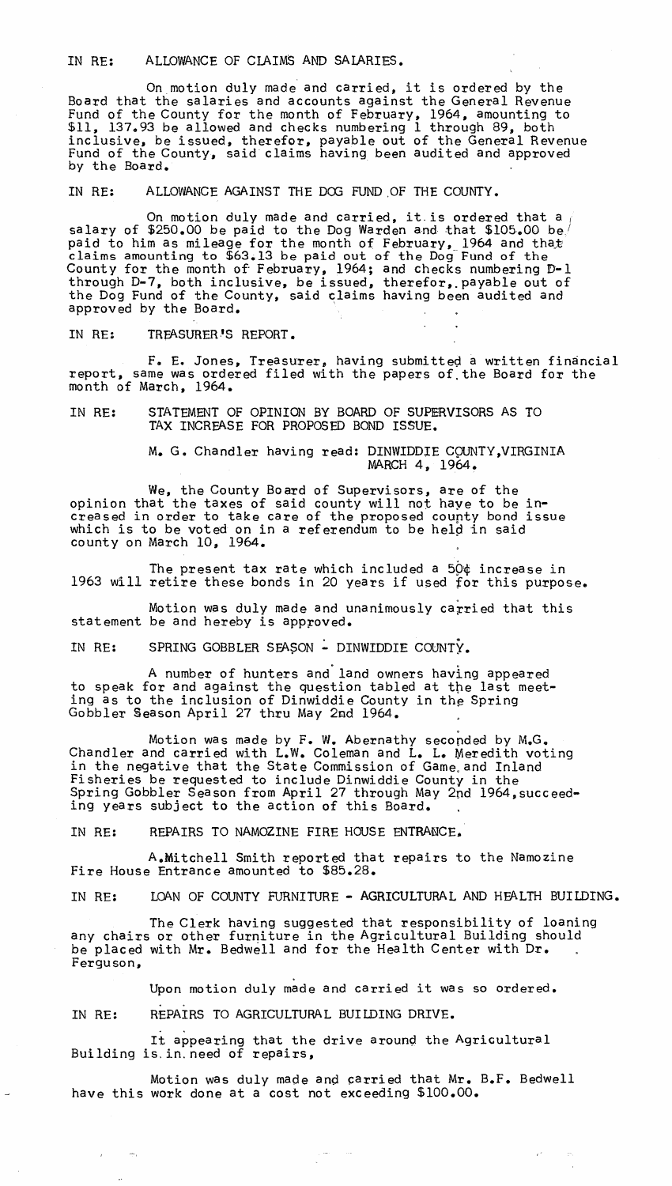IN RE: ALLOWANCE OF CLAIMS AND SALARIES.

On motion duly made and carried, it is ordered by the Board that the salaries and accounts against the General Revenue Fund of the County for the month of February, 1964, amounting to $11, 137.93 be allowed and checks numbering 1 through 89, both inclusive, be issued, therefor, payable out of the General Revenue Fund of the County, said claims having been audited and approved by the Board.

IN RE: ALLOWANCE AGAINST THE DOG FUND OF THE COUNTY.

On motion duly made and carried, it is ordered that a salary of $250.00 be paid to the Dog Warden and that $105.00 be paid to him as mileage for the month of February, 1964 and that claims amounting to $63.13 be paid out of the Dog Fund of the County for the month of February, 1964; and checks numbering D-1 through D-7, both inclusive, be issued, therefor, payable out of the Dog Fund of the County, said claims having been audited and approved by the Board.

IN RE: TREASURER'S REPORT.

F. E. Jones, Treasurer, having submitted a written financial report, same was ordered filed with the papers of the Board for the month of March, 1964.

IN RE: STATEMENT OF OPINION BY BOARD OF SUPERVISORS AS TO TAX INCREASE FOR PROPOSED BOND ISSUE.

M. G. Chandler having read: DINWIDDIE COUNTY, VIRGINIA MARCH 4, 1964.

We, the County Board of Supervisors, are of the opinion that the taxes of said county will not have to be increased in order to take care of the proposed county bond issue which is to be voted on in a referendum to be held in said county on March 10, 1964.

The present tax rate which included a 50¢ increase in 1963 will retire these bonds in 20 years if used for this purpose.

Motion was duly made and unanimously carried that this statement be and hereby is approved.

IN RE: SPRING GOBBLER SEASON - DINWIDDIE COUNTY.

A number of hunters and land owners having appeared to speak for and against the question tabled at the last meeting as to the inclusion of Dinwiddie County in the Spring Gobbler Season April 27 thru May 2nd 1964.

Motion was made by F. W. Abernathy seconded by M.G. Chandler and carried with L.W. Coleman and L. L. Meredith voting in the negative that the State Commission of Game and Inland Fisheries be requested to include Dinwiddie County in the Spring Gobbler Season from April 27 through May 2nd 1964, succeeding years subject to the action of this Board.

IN RE: REPAIRS TO NAMOZINE FIRE HOUSE ENTRANCE.

A. Mitchell Smith reported that repairs to the Namozine Fire House Entrance amounted to $85.28.

IN RE: LOAN OF COUNTY FURNITURE - AGRICULTURAL AND HEALTH BUILDING.

The Clerk having suggested that responsibility of loaning any chairs or other furniture in the Agricultural Building should be placed with Mr. Bedwell and for the Health Center with Dr. Ferguson,

Upon motion duly made and carried it was so ordered.

IN RE: REPAIRS TO AGRICULTURAL BUILDING DRIVE.

It appearing that the drive around the Agricultural Building is in need of repairs,

Motion was duly made and carried that Mr. B.F. Bedwell have this work done at a cost not exceeding $100.00.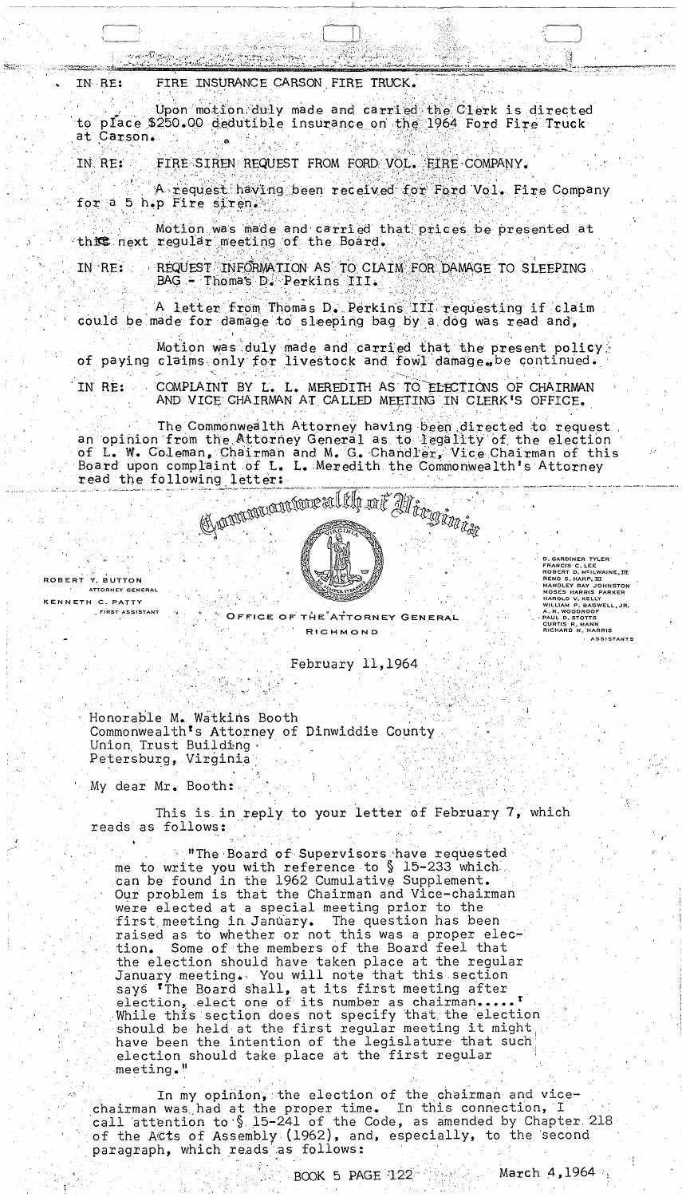IN RE: FIRE INSURANCE CARSON FIRE TRUCK.

Upon motion duly made and carried the Clerk is directed to place $250.00 dedutible insurance on the 1964 Ford Fire Truck at Carson.

IN RE: FIRE SIREN REQUEST FROM FORD VOL. FIRE COMPANY.

A request having been received for Ford Vol. Fire Company for a 5 h.p Fire siren.

Motion was made and carried that prices be presented at the next regular meeting of the Board.

IN RE: REQUEST INFORMATION AS TO CLAIM FOR DAMAGE TO SLEEPING BAG - Thomas D. Perkins III.

A letter from Thomas D. Perkins III requesting if claim could be made for damage to sleeping bag by a dog was read and,

Motion was duly made and carried that the present policy of paying claims only for livestock and fowl damage be continued.

IN RE: COMPLAINT BY L. L. MEREDITH AS TO ELECTIONS OF CHAIRMAN AND VICE CHAIRMAN AT CALLED MEETING IN CLERK'S OFFICE.

The Commonwealth Attorney having been directed to request an opinion from the Attorney General as to legality of the election of L. W. Coleman, Chairman and M. G. Chandler, Vice Chairman of this Board upon complaint of L. L. Meredith the Commonwealth's Attorney read the following letter:

Commonwealth of Virginia

ROBERT Y. BUTTON
ATTORNEY GENERAL

KENNETH C. PATTY
FIRST ASSISTANT

OFFICE OF THE ATTORNEY GENERAL
RICHMOND

D. GARDINER TYLER
FRANCIS C. LEE
ROBERT D. McILWAINE, III
RENO S. HARP, III
MANDLEY RAY JOHNSTON
MOSES HARRIS PARKER
HAROLD V. KELLY
WILLIAM P. BAGWELL, JR.
A. R. WOODROOF
PAUL D. STOTTS
CURTIS R. MANN
RICHARD N. HARRIS
ASSISTANTS

February 11, 1964

Honorable M. Watkins Booth
Commonwealth's Attorney of Dinwiddie County
Union Trust Building
Petersburg, Virginia

My dear Mr. Booth:

This is in reply to your letter of February 7, which reads as follows:

> "The Board of Supervisors have requested me to write you with reference to § 15-233 which can be found in the 1962 Cumulative Supplement. Our problem is that the Chairman and Vice-chairman were elected at a special meeting prior to the first meeting in January. The question has been raised as to whether or not this was a proper election. Some of the members of the Board feel that the election should have taken place at the regular January meeting. You will note that this section says 'The Board shall, at its first meeting after election, elect one of its number as chairman.....' While this section does not specify that the election should be held at the first regular meeting it might have been the intention of the legislature that such election should take place at the first regular meeting."

In my opinion, the election of the chairman and vice-chairman was had at the proper time. In this connection, I call attention to § 15-241 of the Code, as amended by Chapter 218 of the Acts of Assembly (1962), and, especially, to the second paragraph, which reads as follows:

BOOK 5 PAGE 122 March 4, 1964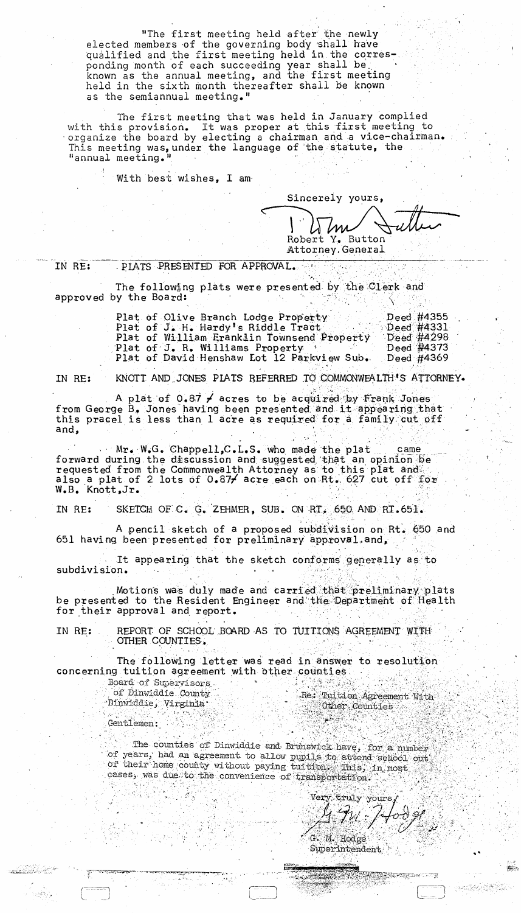"The first meeting held after the newly elected members of the governing body shall have qualified and the first meeting held in the corresponding month of each succeeding year shall be known as the annual meeting, and the first meeting held in the sixth month thereafter shall be known as the semiannual meeting."

The first meeting that was held in January complied with this provision. It was proper at this first meeting to organize the board by electing a chairman and a vice-chairman. This meeting was, under the language of the statute, the "annual meeting."

With best wishes, I am

Sincerely yours,

Robert Y. Button
Attorney General

IN RE: PLATS PRESENTED FOR APPROVAL.

The following plats were presented by the Clerk and approved by the Board:

| | |
|---|---|
| Plat of Olive Branch Lodge Property | Deed #4355 |
| Plat of J. H. Hardy's Riddle Tract | Deed #4331 |
| Plat of William Franklin Townsend Property | Deed #4298 |
| Plat of J. R. Williams Property | Deed #4373 |
| Plat of David Henshaw Lot 12 Parkview Sub. | Deed #4369 |

IN RE: KNOTT AND JONES PLATS REFERRED TO COMMONWEALTH'S ATTORNEY.

A plat of 0.87 ⁄ acres to be acquired by Frank Jones from George B. Jones having been presented and it appearing that this pracel is less than 1 acre as required for a family cut off and,

Mr. W.G. Chappell, C.L.S. who made the plat came forward during the discussion and suggested that an opinion be requested from the Commonwealth Attorney as to this plat and also a plat of 2 lots of 0.87⁄ acre each on Rt. 627 cut off for W.B. Knott, Jr.

IN RE: SKETCH OF C. G. ZEHMER, SUB. ON RT. 650 AND RT. 651.

A pencil sketch of a proposed subdivision on Rt. 650 and 651 having been presented for preliminary approval, and,

It appearing that the sketch conforms generally as to subdivision.

Motions was duly made and carried that preliminary plats be presented to the Resident Engineer and the Department of Health for their approval and report.

IN RE: REPORT OF SCHOOL BOARD AS TO TUITIONS AGREEMENT WITH OTHER COUNTIES.

The following letter was read in answer to resolution concerning tuition agreement with other counties.

Board of Supervisors
of Dinwiddie County
Dinwiddie, Virginia

Re: Tuition Agreement With Other Counties

Gentlemen:

The counties of Dinwiddie and Brunswick have, for a number of years, had an agreement to allow pupils to attend school out of their home county without paying tuition. This, in most cases, was due to the convenience of transportation.

Very truly yours,

G. M. Hodge
Superintendent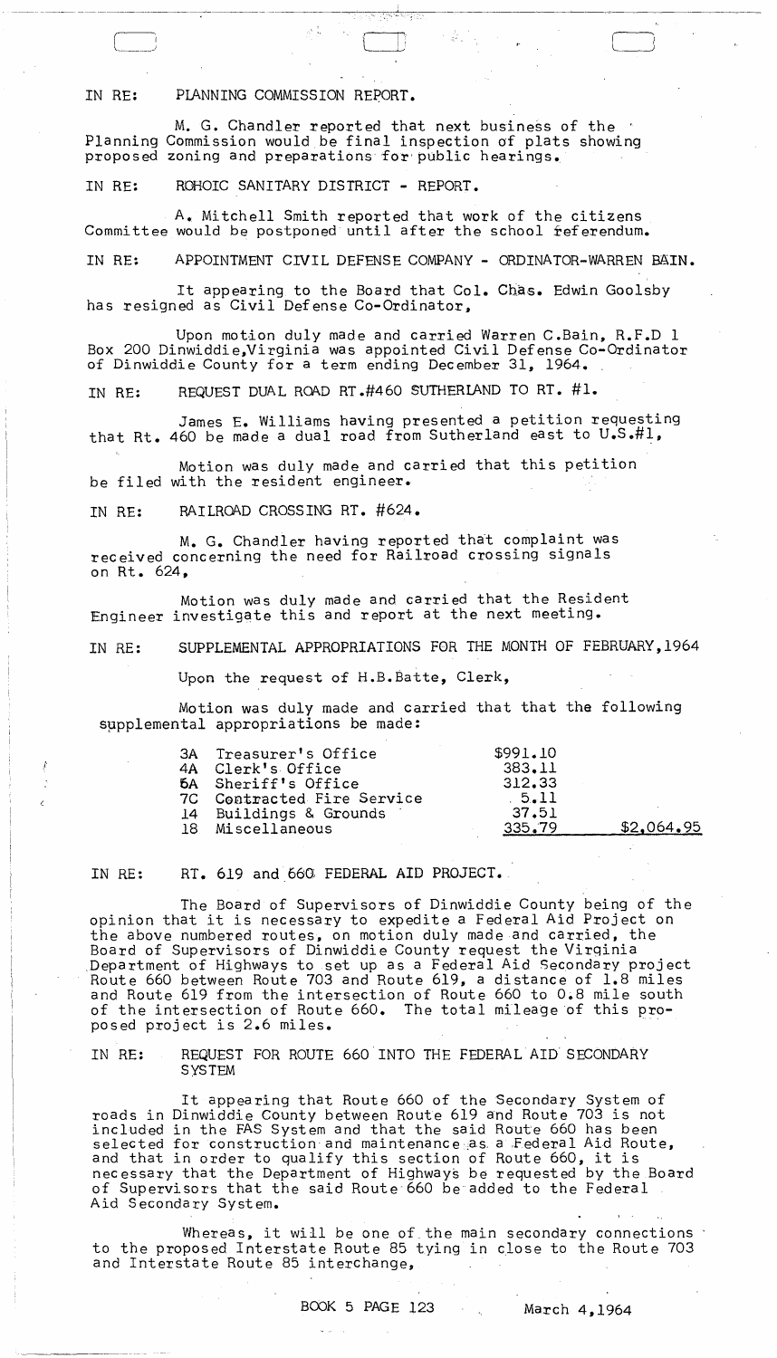IN RE: PLANNING COMMISSION REPORT.

M. G. Chandler reported that next business of the Planning Commission would be final inspection of plats showing proposed zoning and preparations for public hearings.

IN RE: ROHOIC SANITARY DISTRICT - REPORT.

A. Mitchell Smith reported that work of the citizens Committee would be postponed until after the school referendum.

IN RE: APPOINTMENT CIVIL DEFENSE COMPANY - ORDINATOR-WARREN BAIN.

It appearing to the Board that Col. Chas. Edwin Goolsby has resigned as Civil Defense Co-Ordinator,

Upon motion duly made and carried Warren C.Bain, R.F.D 1 Box 200 Dinwiddie,Virginia was appointed Civil Defense Co-Ordinator of Dinwiddie County for a term ending December 31, 1964.

IN RE: REQUEST DUAL ROAD RT.#460 SUTHERLAND TO RT. #1.

James E. Williams having presented a petition requesting that Rt. 460 be made a dual road from Sutherland east to U.S.#1,

Motion was duly made and carried that this petition be filed with the resident engineer.

IN RE: RAILROAD CROSSING RT. #624.

M. G. Chandler having reported that complaint was received concerning the need for Railroad crossing signals on Rt. 624,

Motion was duly made and carried that the Resident Engineer investigate this and report at the next meeting.

IN RE: SUPPLEMENTAL APPROPRIATIONS FOR THE MONTH OF FEBRUARY,1964

Upon the request of H.B.Batte, Clerk,

Motion was duly made and carried that that the following supplemental appropriations be made:

| | | | |
|---|---|---|---|
| 3A | Treasurer's Office | $991.10 | |
| 4A | Clerk's Office | 383.11 | |
| 6A | Sheriff's Office | 312.33 | |
| 7C | Contracted Fire Service | 5.11 | |
| 14 | Buildings & Grounds | 37.51 | |
| 18 | Miscellaneous | 335.79 | $2,064.95 |

IN RE: RT. 619 and 660 FEDERAL AID PROJECT.

The Board of Supervisors of Dinwiddie County being of the opinion that it is necessary to expedite a Federal Aid Project on the above numbered routes, on motion duly made and carried, the Board of Supervisors of Dinwiddie County request the Virginia Department of Highways to set up as a Federal Aid Secondary project Route 660 between Route 703 and Route 619, a distance of 1.8 miles and Route 619 from the intersection of Route 660 to 0.8 mile south of the intersection of Route 660. The total mileage of this proposed project is 2.6 miles.

IN RE: REQUEST FOR ROUTE 660 INTO THE FEDERAL AID SECONDARY SYSTEM

It appearing that Route 660 of the Secondary System of roads in Dinwiddie County between Route 619 and Route 703 is not included in the FAS System and that the said Route 660 has been selected for construction and maintenance as a Federal Aid Route, and that in order to qualify this section of Route 660, it is necessary that the Department of Highways be requested by the Board of Supervisors that the said Route 660 be added to the Federal Aid Secondary System.

Whereas, it will be one of the main secondary connections to the proposed Interstate Route 85 tying in close to the Route 703 and Interstate Route 85 interchange,

BOOK 5 PAGE 123 March 4,1964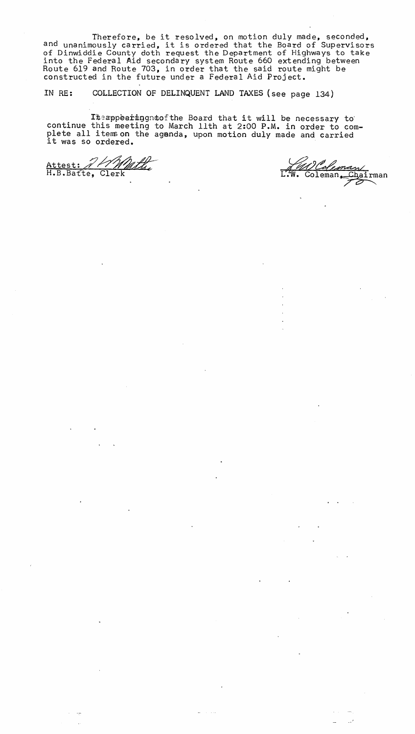Therefore, be it resolved, on motion duly made, seconded, and unanimously carried, it is ordered that the Board of Supervisors of Dinwiddie County doth request the Department of Highways to take into the Federal Aid secondary system Route 660 extending between Route 619 and Route 703, in order that the said route might be constructed in the future under a Federal Aid Project.

IN RE: COLLECTION OF DELINQUENT LAND TAXES (see page 134)

It appearing to the Board that it will be necessary to continue this meeting to March 11th at 2:00 P.M. in order to complete all items on the agenda, upon motion duly made and carried it was so ordered.

Attest: H.B.Batte
H.B.Batte, Clerk

L.W. Coleman
L.W. Coleman, Chairman